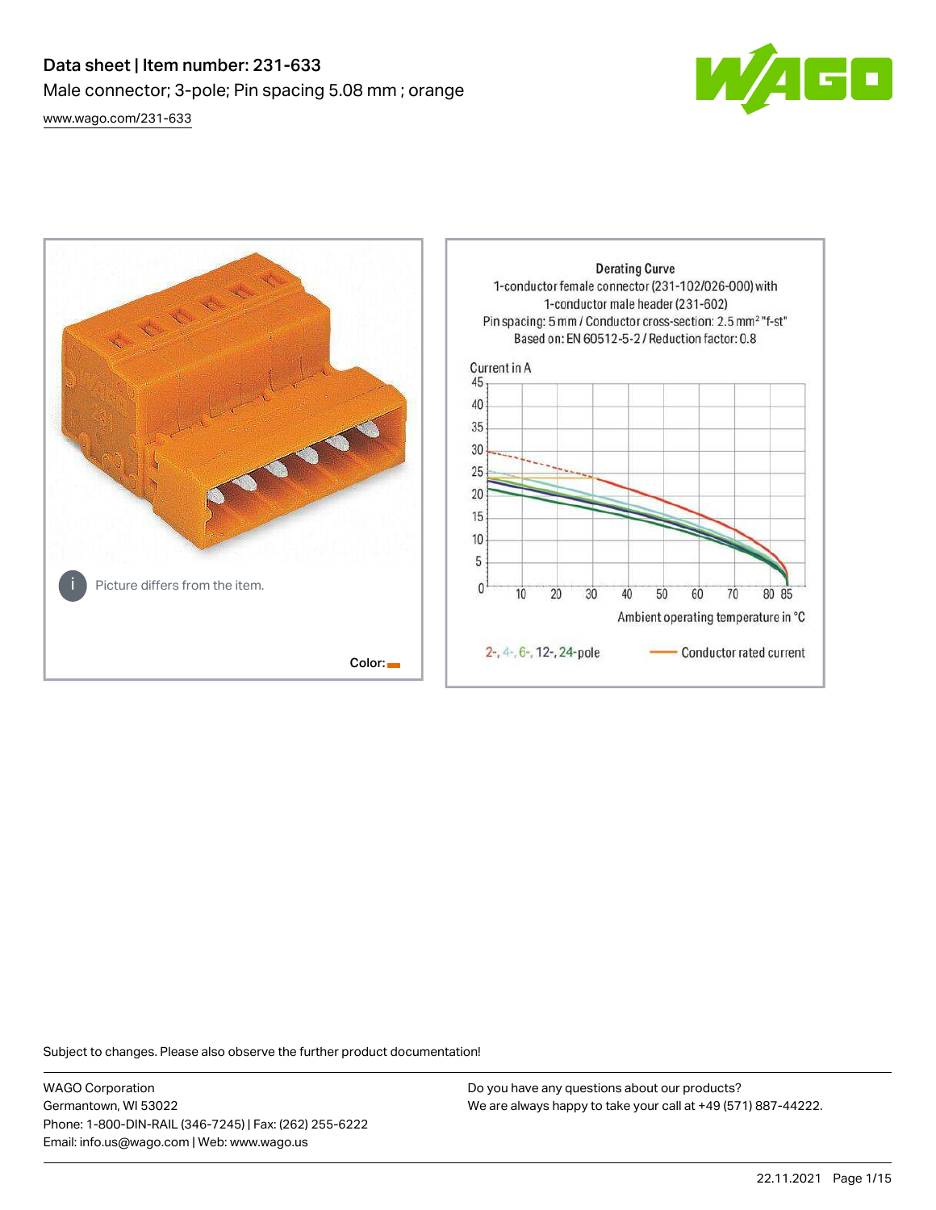# Data sheet | Item number: 231-633

Male connector; 3-pole; Pin spacing 5.08 mm ; orange

www.wago.com/231-633

Picture differs from the item.

Color:

**Derating Curve**

1-conductor female connector (231-102/026-000) with 1-conductor male header (231-602)

Pin spacing: 5 mm / Conductor cross-section: 2.5 mm² "f-st"

Based on: EN 60512-5-2 / Reduction factor: 0.8

Current in A

Ambient operating temperature in °C

2-, 4-, 6-, 12-, 24-pole — Conductor rated current

Subject to changes. Please also observe the further product documentation!

WAGO Corporation
Germantown, WI 53022
Phone: 1-800-DIN-RAIL (346-7245) | Fax: (262) 255-6222
Email: info.us@wago.com | Web: www.wago.us

Do you have any questions about our products?
We are always happy to take your call at +49 (571) 887-44222.

22.11.2021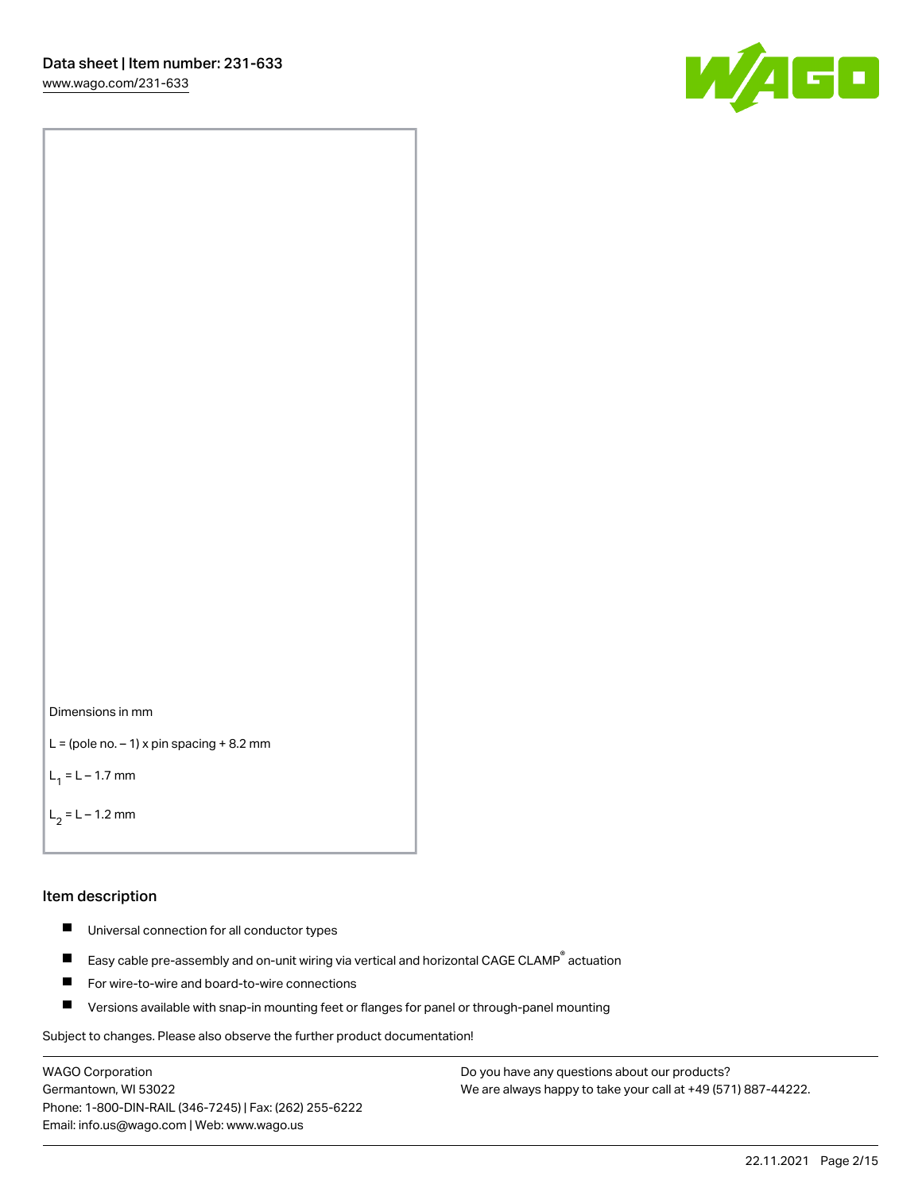Dimensions in mm

L = (pole no. – 1) x pin spacing + 8.2 mm

$L_1$ = L – 1.7 mm

$L_2$ = L – 1.2 mm

## Item description

- Universal connection for all conductor types
- Easy cable pre-assembly and on-unit wiring via vertical and horizontal CAGE CLAMP® actuation
- For wire-to-wire and board-to-wire connections
- Versions available with snap-in mounting feet or flanges for panel or through-panel mounting

Subject to changes. Please also observe the further product documentation!

WAGO Corporation
Germantown, WI 53022
Phone: 1-800-DIN-RAIL (346-7245) | Fax: (262) 255-6222
Email: info.us@wago.com | Web: www.wago.us

Do you have any questions about our products?
We are always happy to take your call at +49 (571) 887-44222.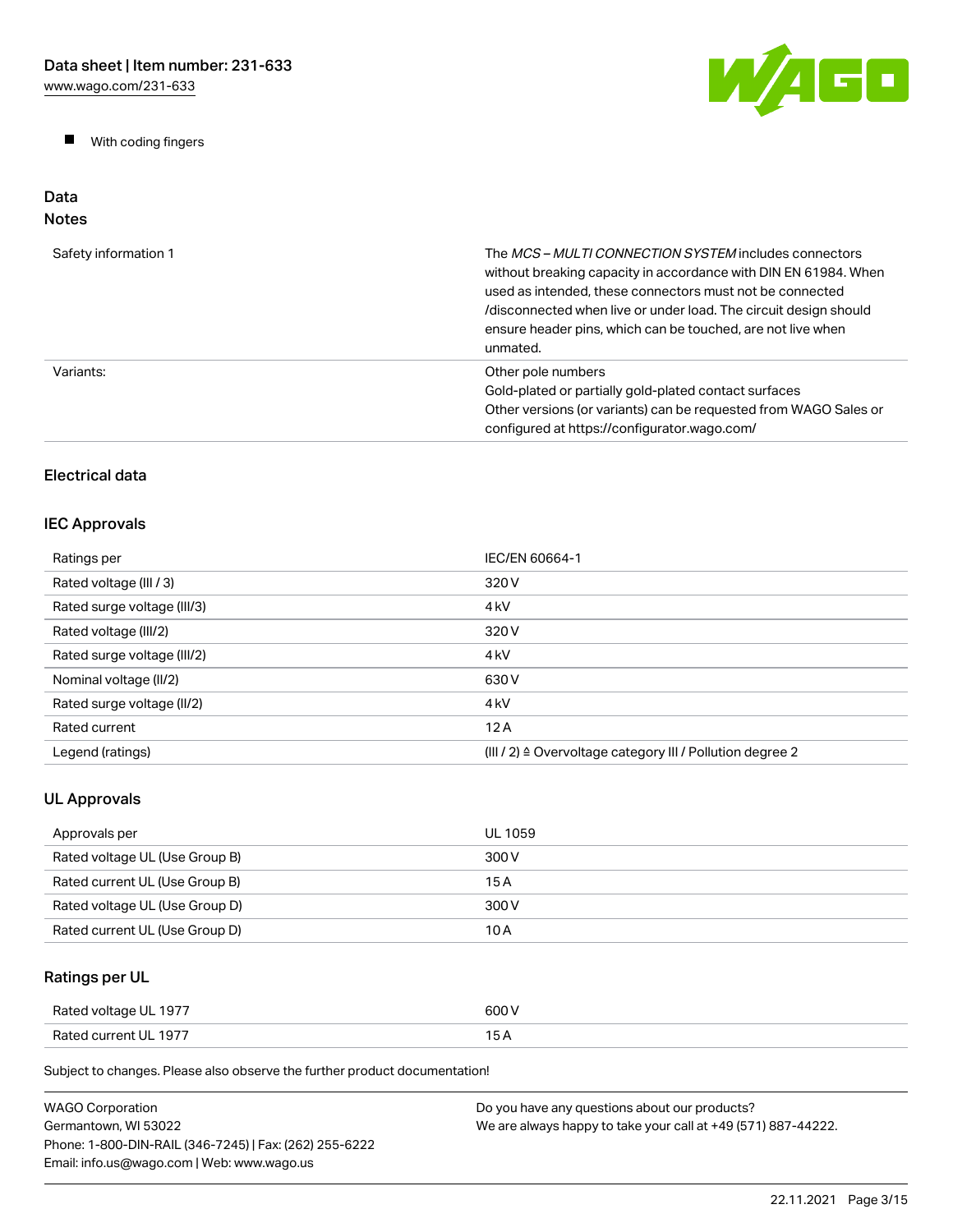- With coding fingers

## Data

### Notes

| | |
|---|---|
| Safety information 1 | The *MCS – MULTI CONNECTION SYSTEM* includes connectors without breaking capacity in accordance with DIN EN 61984. When used as intended, these connectors must not be connected /disconnected when live or under load. The circuit design should ensure header pins, which can be touched, are not live when unmated. |
| Variants: | Other pole numbers<br>Gold-plated or partially gold-plated contact surfaces<br>Other versions (or variants) can be requested from WAGO Sales or configured at https://configurator.wago.com/ |

### Electrical data

### IEC Approvals

| | |
|---|---|
| Ratings per | IEC/EN 60664-1 |
| Rated voltage (III / 3) | 320 V |
| Rated surge voltage (III/3) | 4 kV |
| Rated voltage (III/2) | 320 V |
| Rated surge voltage (III/2) | 4 kV |
| Nominal voltage (II/2) | 630 V |
| Rated surge voltage (II/2) | 4 kV |
| Rated current | 12 A |
| Legend (ratings) | (III / 2) ≙ Overvoltage category III / Pollution degree 2 |

### UL Approvals

| | |
|---|---|
| Approvals per | UL 1059 |
| Rated voltage UL (Use Group B) | 300 V |
| Rated current UL (Use Group B) | 15 A |
| Rated voltage UL (Use Group D) | 300 V |
| Rated current UL (Use Group D) | 10 A |

### Ratings per UL

| | |
|---|---|
| Rated voltage UL 1977 | 600 V |
| Rated current UL 1977 | 15 A |

Subject to changes. Please also observe the further product documentation!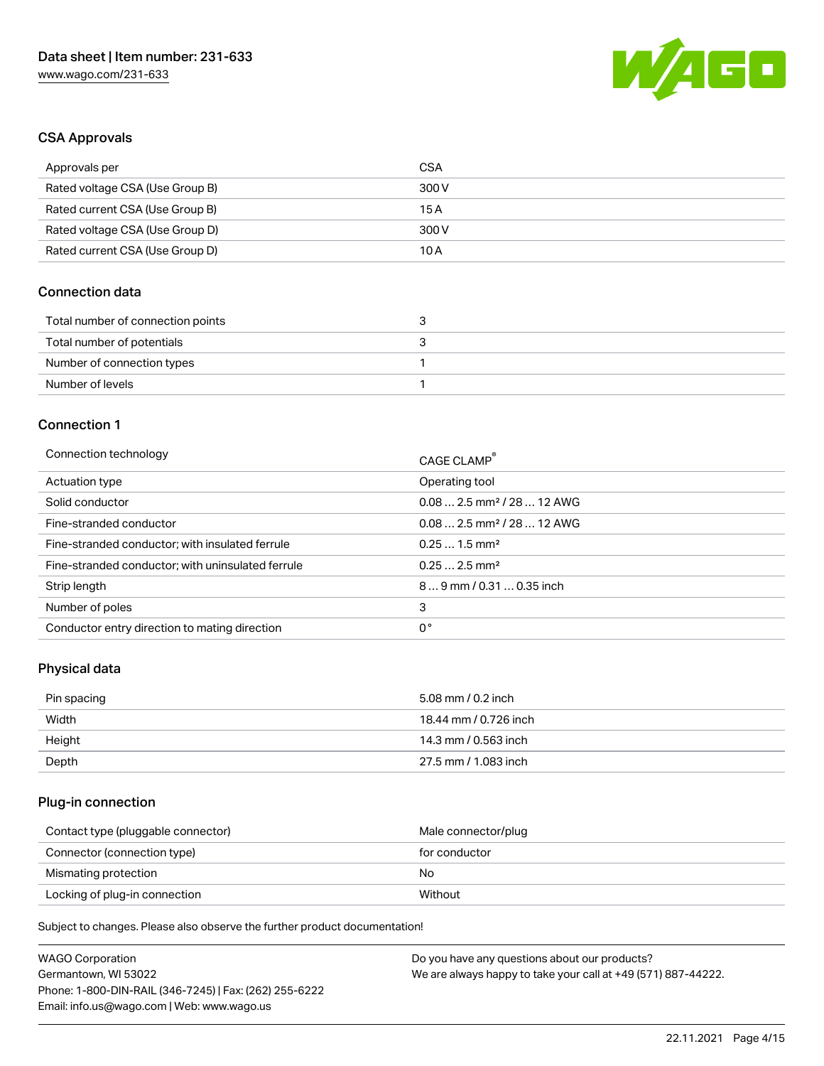## CSA Approvals

| | |
|---|---|
| Approvals per | CSA |
| Rated voltage CSA (Use Group B) | 300 V |
| Rated current CSA (Use Group B) | 15 A |
| Rated voltage CSA (Use Group D) | 300 V |
| Rated current CSA (Use Group D) | 10 A |

## Connection data

| | |
|---|---|
| Total number of connection points | 3 |
| Total number of potentials | 3 |
| Number of connection types | 1 |
| Number of levels | 1 |

## Connection 1

| | |
|---|---|
| Connection technology | CAGE CLAMP® |
| Actuation type | Operating tool |
| Solid conductor | 0.08 … 2.5 mm² / 28 … 12 AWG |
| Fine-stranded conductor | 0.08 … 2.5 mm² / 28 … 12 AWG |
| Fine-stranded conductor; with insulated ferrule | 0.25 … 1.5 mm² |
| Fine-stranded conductor; with uninsulated ferrule | 0.25 … 2.5 mm² |
| Strip length | 8 … 9 mm / 0.31 … 0.35 inch |
| Number of poles | 3 |
| Conductor entry direction to mating direction | 0 ° |

## Physical data

| | |
|---|---|
| Pin spacing | 5.08 mm / 0.2 inch |
| Width | 18.44 mm / 0.726 inch |
| Height | 14.3 mm / 0.563 inch |
| Depth | 27.5 mm / 1.083 inch |

## Plug-in connection

| | |
|---|---|
| Contact type (pluggable connector) | Male connector/plug |
| Connector (connection type) | for conductor |
| Mismatching protection | No |
| Locking of plug-in connection | Without |

Subject to changes. Please also observe the further product documentation!

WAGO Corporation
Germantown, WI 53022
Phone: 1-800-DIN-RAIL (346-7245) | Fax: (262) 255-6222
Email: info.us@wago.com | Web: www.wago.us

Do you have any questions about our products?
We are always happy to take your call at +49 (571) 887-44222.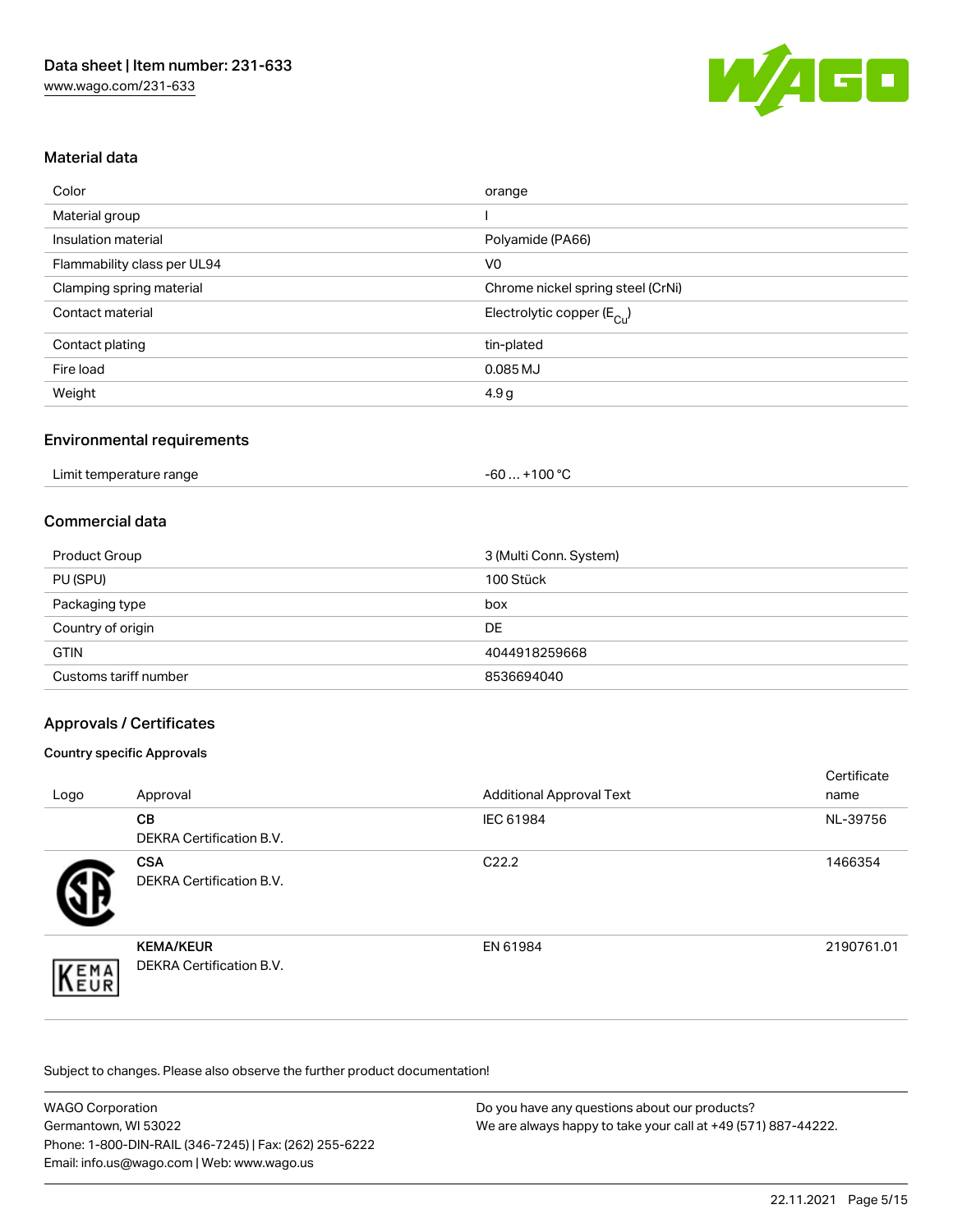## Material data

| | |
|---|---|
| Color | orange |
| Material group | I |
| Insulation material | Polyamide (PA66) |
| Flammability class per UL94 | V0 |
| Clamping spring material | Chrome nickel spring steel (CrNi) |
| Contact material | Electrolytic copper ($E_{Cu}$) |
| Contact plating | tin-plated |
| Fire load | 0.085 MJ |
| Weight | 4.9 g |

## Environmental requirements

| | |
|---|---|
| Limit temperature range | -60 … +100 °C |

## Commercial data

| | |
|---|---|
| Product Group | 3 (Multi Conn. System) |
| PU (SPU) | 100 Stück |
| Packaging type | box |
| Country of origin | DE |
| GTIN | 4044918259668 |
| Customs tariff number | 8536694040 |

## Approvals / Certificates

### Country specific Approvals

| Logo | Approval | Additional Approval Text | Certificate name |
|---|---|---|---|
| | **CB**<br>DEKRA Certification B.V. | IEC 61984 | NL-39756 |
| | **CSA**<br>DEKRA Certification B.V. | C22.2 | 1466354 |
| | **KEMA/KEUR**<br>DEKRA Certification B.V. | EN 61984 | 2190761.01 |

Subject to changes. Please also observe the further product documentation!

WAGO Corporation
Germantown, WI 53022
Phone: 1-800-DIN-RAIL (346-7245) | Fax: (262) 255-6222
Email: info.us@wago.com | Web: www.wago.us

Do you have any questions about our products?
We are always happy to take your call at +49 (571) 887-44222.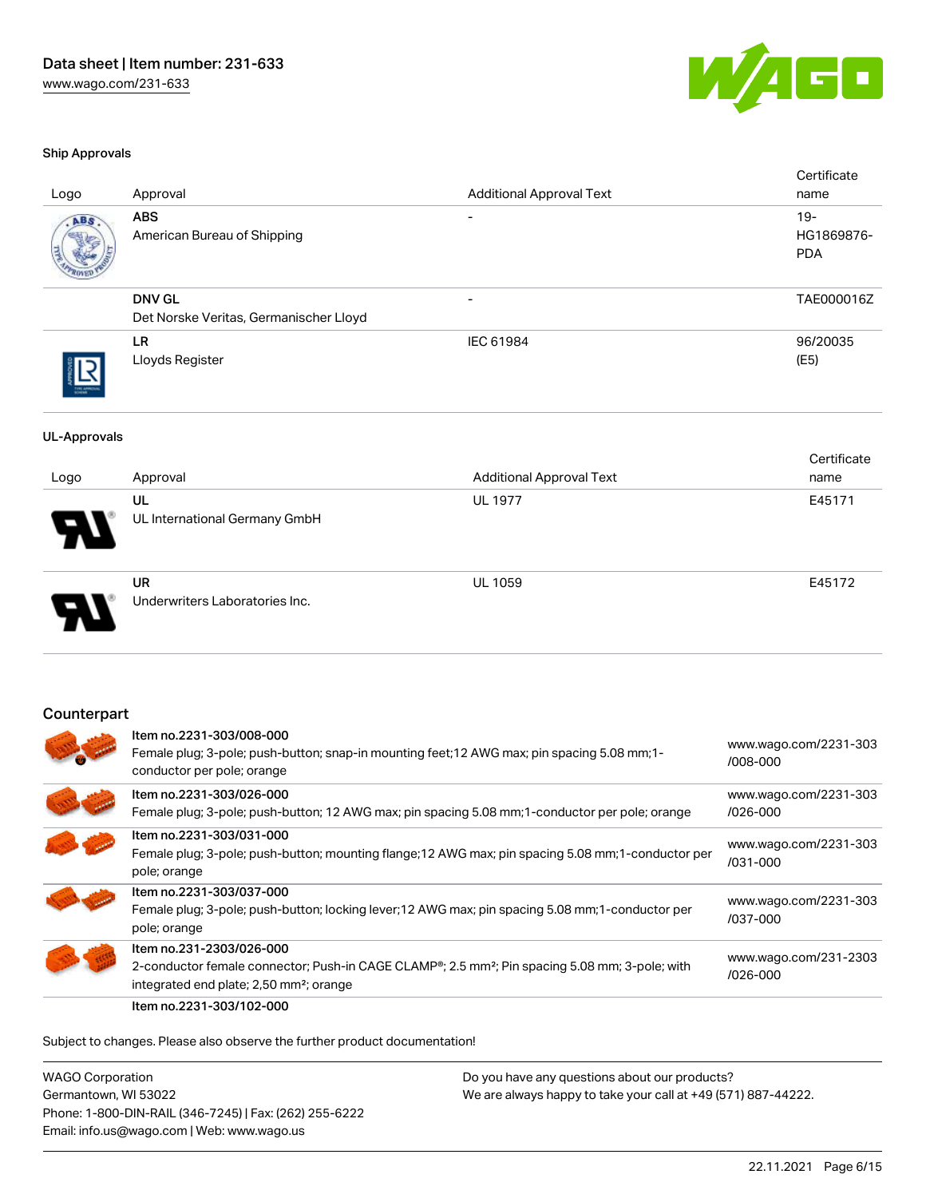### Ship Approvals

| Logo | Approval | Additional Approval Text | Certificate name |
| --- | --- | --- | --- |
| | **ABS**<br>American Bureau of Shipping | - | 19-HG1869876-PDA |
| | **DNV GL**<br>Det Norske Veritas, Germanischer Lloyd | - | TAE000016Z |
| | **LR**<br>Lloyds Register | IEC 61984 | 96/20035 (E5) |

### UL-Approvals

| Logo | Approval | Additional Approval Text | Certificate name |
| --- | --- | --- | --- |
| | **UL**<br>UL International Germany GmbH | UL 1977 | E45171 |
| | **UR**<br>Underwriters Laboratories Inc. | UL 1059 | E45172 |

## Counterpart

| | | |
| --- | --- | --- |
| | Item no.2231-303/008-000<br>Female plug; 3-pole; push-button; snap-in mounting feet;12 AWG max; pin spacing 5.08 mm;1-conductor per pole; orange | www.wago.com/2231-303/008-000 |
| | Item no.2231-303/026-000<br>Female plug; 3-pole; push-button; 12 AWG max; pin spacing 5.08 mm;1-conductor per pole; orange | www.wago.com/2231-303/026-000 |
| | Item no.2231-303/031-000<br>Female plug; 3-pole; push-button; mounting flange;12 AWG max; pin spacing 5.08 mm;1-conductor per pole; orange | www.wago.com/2231-303/031-000 |
| | Item no.2231-303/037-000<br>Female plug; 3-pole; push-button; locking lever;12 AWG max; pin spacing 5.08 mm;1-conductor per pole; orange | www.wago.com/2231-303/037-000 |
| | Item no.231-2303/026-000<br>2-conductor female connector; Push-in CAGE CLAMP®; 2.5 mm²; Pin spacing 5.08 mm; 3-pole; with integrated end plate; 2,50 mm²; orange | www.wago.com/231-2303/026-000 |
| | Item no.2231-303/102-000 | |

Subject to changes. Please also observe the further product documentation!

WAGO Corporation
Germantown, WI 53022
Phone: 1-800-DIN-RAIL (346-7245) | Fax: (262) 255-6222
Email: info.us@wago.com | Web: www.wago.us

Do you have any questions about our products?
We are always happy to take your call at +49 (571) 887-44222.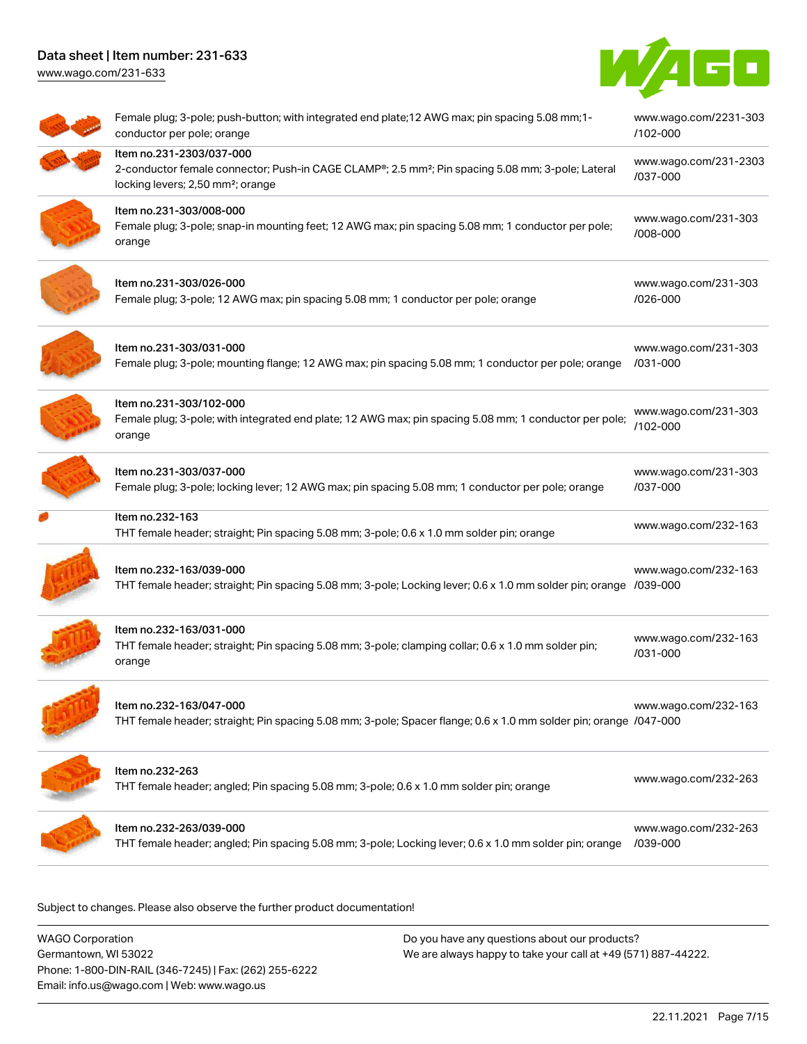| Item | Link |
| --- | --- |
| Female plug; 3-pole; push-button; with integrated end plate;12 AWG max; pin spacing 5.08 mm;1-conductor per pole; orange | www.wago.com/2231-303/102-000 |
| Item no.231-2303/037-000<br>2-conductor female connector; Push-in CAGE CLAMP®; 2.5 mm²; Pin spacing 5.08 mm; 3-pole; Lateral locking levers; 2,50 mm²; orange | www.wago.com/231-2303/037-000 |
| Item no.231-303/008-000<br>Female plug; 3-pole; snap-in mounting feet; 12 AWG max; pin spacing 5.08 mm; 1 conductor per pole; orange | www.wago.com/231-303/008-000 |
| Item no.231-303/026-000<br>Female plug; 3-pole; 12 AWG max; pin spacing 5.08 mm; 1 conductor per pole; orange | www.wago.com/231-303/026-000 |
| Item no.231-303/031-000<br>Female plug; 3-pole; mounting flange; 12 AWG max; pin spacing 5.08 mm; 1 conductor per pole; orange | www.wago.com/231-303/031-000 |
| Item no.231-303/102-000<br>Female plug; 3-pole; with integrated end plate; 12 AWG max; pin spacing 5.08 mm; 1 conductor per pole; orange | www.wago.com/231-303/102-000 |
| Item no.231-303/037-000<br>Female plug; 3-pole; locking lever; 12 AWG max; pin spacing 5.08 mm; 1 conductor per pole; orange | www.wago.com/231-303/037-000 |
| Item no.232-163<br>THT female header; straight; Pin spacing 5.08 mm; 3-pole; 0.6 x 1.0 mm solder pin; orange | www.wago.com/232-163 |
| Item no.232-163/039-000<br>THT female header; straight; Pin spacing 5.08 mm; 3-pole; Locking lever; 0.6 x 1.0 mm solder pin; orange | www.wago.com/232-163/039-000 |
| Item no.232-163/031-000<br>THT female header; straight; Pin spacing 5.08 mm; 3-pole; clamping collar; 0.6 x 1.0 mm solder pin; orange | www.wago.com/232-163/031-000 |
| Item no.232-163/047-000<br>THT female header; straight; Pin spacing 5.08 mm; 3-pole; Spacer flange; 0.6 x 1.0 mm solder pin; orange | www.wago.com/232-163/047-000 |
| Item no.232-263<br>THT female header; angled; Pin spacing 5.08 mm; 3-pole; 0.6 x 1.0 mm solder pin; orange | www.wago.com/232-263 |
| Item no.232-263/039-000<br>THT female header; angled; Pin spacing 5.08 mm; 3-pole; Locking lever; 0.6 x 1.0 mm solder pin; orange | www.wago.com/232-263/039-000 |

Subject to changes. Please also observe the further product documentation!

WAGO Corporation
Germantown, WI 53022
Phone: 1-800-DIN-RAIL (346-7245) | Fax: (262) 255-6222
Email: info.us@wago.com | Web: www.wago.us

Do you have any questions about our products?
We are always happy to take your call at +49 (571) 887-44222.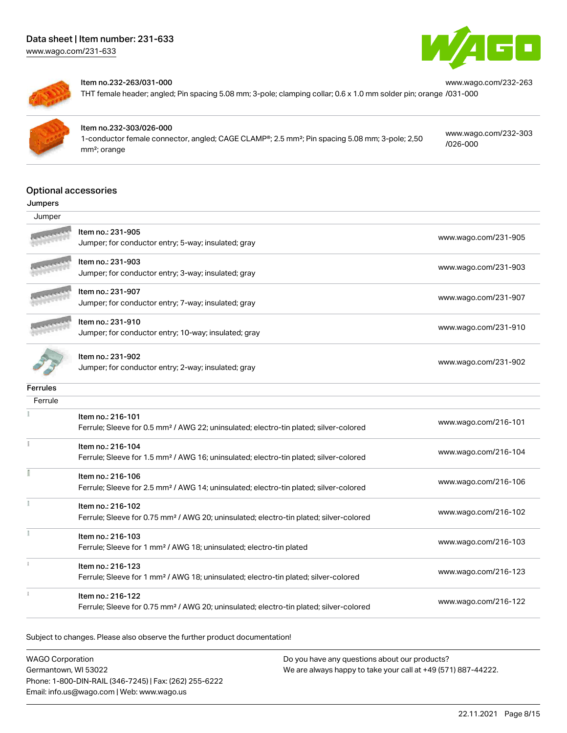| | |
|---|---|
| Item no.232-263/031-000<br>THT female header; angled; Pin spacing 5.08 mm; 3-pole; clamping collar; 0.6 x 1.0 mm solder pin; orange | www.wago.com/232-263/031-000 |
| Item no.232-303/026-000<br>1-conductor female connector, angled; CAGE CLAMP®; 2.5 mm²; Pin spacing 5.08 mm; 3-pole; 2,50 mm²; orange | www.wago.com/232-303/026-000 |

## Optional accessories

### Jumpers

| Jumper | |
|---|---|
| Item no.: 231-905<br>Jumper; for conductor entry; 5-way; insulated; gray | www.wago.com/231-905 |
| Item no.: 231-903<br>Jumper; for conductor entry; 3-way; insulated; gray | www.wago.com/231-903 |
| Item no.: 231-907<br>Jumper; for conductor entry; 7-way; insulated; gray | www.wago.com/231-907 |
| Item no.: 231-910<br>Jumper; for conductor entry; 10-way; insulated; gray | www.wago.com/231-910 |
| Item no.: 231-902<br>Jumper; for conductor entry; 2-way; insulated; gray | www.wago.com/231-902 |

### Ferrules

| Ferrule | |
|---|---|
| Item no.: 216-101<br>Ferrule; Sleeve for 0.5 mm² / AWG 22; uninsulated; electro-tin plated; silver-colored | www.wago.com/216-101 |
| Item no.: 216-104<br>Ferrule; Sleeve for 1.5 mm² / AWG 16; uninsulated; electro-tin plated; silver-colored | www.wago.com/216-104 |
| Item no.: 216-106<br>Ferrule; Sleeve for 2.5 mm² / AWG 14; uninsulated; electro-tin plated; silver-colored | www.wago.com/216-106 |
| Item no.: 216-102<br>Ferrule; Sleeve for 0.75 mm² / AWG 20; uninsulated; electro-tin plated; silver-colored | www.wago.com/216-102 |
| Item no.: 216-103<br>Ferrule; Sleeve for 1 mm² / AWG 18; uninsulated; electro-tin plated | www.wago.com/216-103 |
| Item no.: 216-123<br>Ferrule; Sleeve for 1 mm² / AWG 18; uninsulated; electro-tin plated; silver-colored | www.wago.com/216-123 |
| Item no.: 216-122<br>Ferrule; Sleeve for 0.75 mm² / AWG 20; uninsulated; electro-tin plated; silver-colored | www.wago.com/216-122 |

Subject to changes. Please also observe the further product documentation!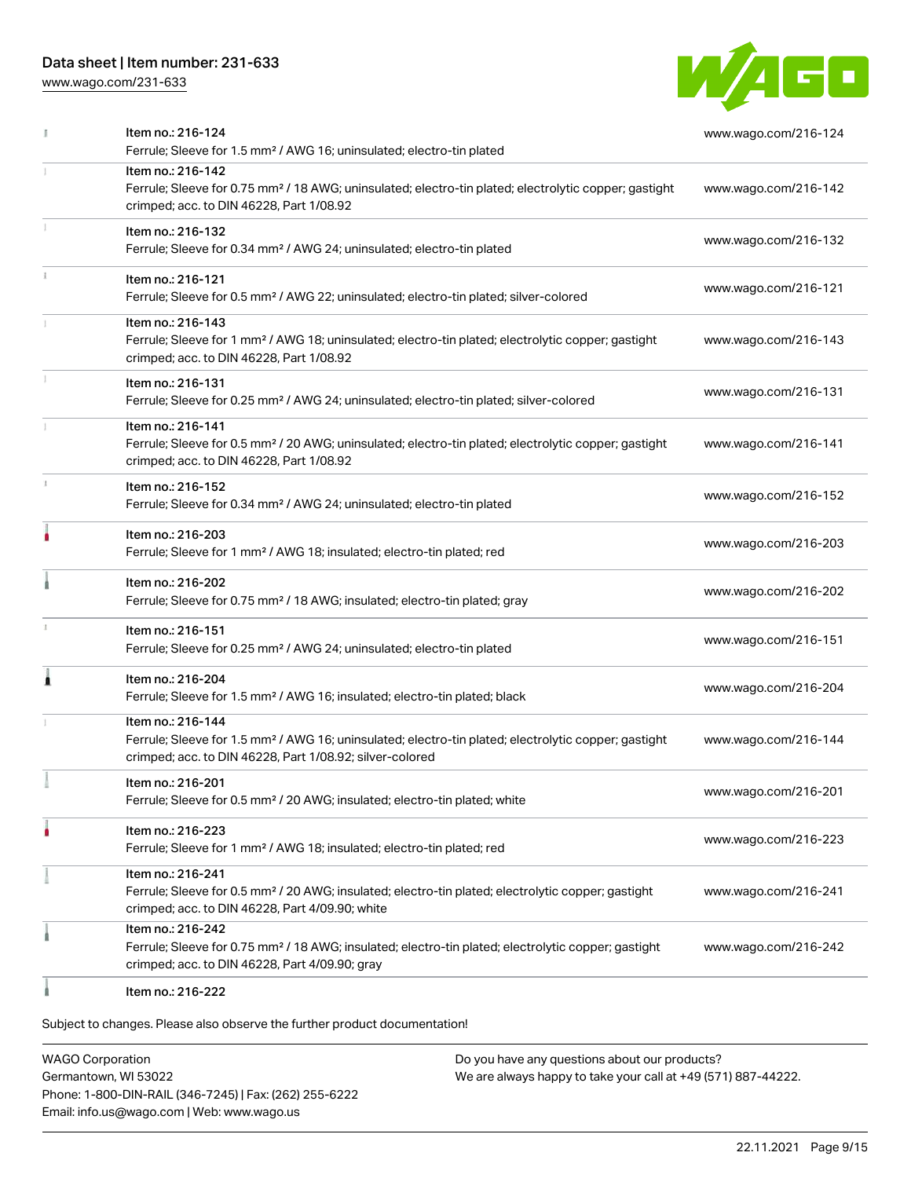| Item | Link |
|---|---|
| Item no.: 216-124<br>Ferrule; Sleeve for 1.5 mm² / AWG 16; uninsulated; electro-tin plated | www.wago.com/216-124 |
| Item no.: 216-142<br>Ferrule; Sleeve for 0.75 mm² / 18 AWG; uninsulated; electro-tin plated; electrolytic copper; gastight crimped; acc. to DIN 46228, Part 1/08.92 | www.wago.com/216-142 |
| Item no.: 216-132<br>Ferrule; Sleeve for 0.34 mm² / AWG 24; uninsulated; electro-tin plated | www.wago.com/216-132 |
| Item no.: 216-121<br>Ferrule; Sleeve for 0.5 mm² / AWG 22; uninsulated; electro-tin plated; silver-colored | www.wago.com/216-121 |
| Item no.: 216-143<br>Ferrule; Sleeve for 1 mm² / AWG 18; uninsulated; electro-tin plated; electrolytic copper; gastight crimped; acc. to DIN 46228, Part 1/08.92 | www.wago.com/216-143 |
| Item no.: 216-131<br>Ferrule; Sleeve for 0.25 mm² / AWG 24; uninsulated; electro-tin plated; silver-colored | www.wago.com/216-131 |
| Item no.: 216-141<br>Ferrule; Sleeve for 0.5 mm² / 20 AWG; uninsulated; electro-tin plated; electrolytic copper; gastight crimped; acc. to DIN 46228, Part 1/08.92 | www.wago.com/216-141 |
| Item no.: 216-152<br>Ferrule; Sleeve for 0.34 mm² / AWG 24; uninsulated; electro-tin plated | www.wago.com/216-152 |
| Item no.: 216-203<br>Ferrule; Sleeve for 1 mm² / AWG 18; insulated; electro-tin plated; red | www.wago.com/216-203 |
| Item no.: 216-202<br>Ferrule; Sleeve for 0.75 mm² / 18 AWG; insulated; electro-tin plated; gray | www.wago.com/216-202 |
| Item no.: 216-151<br>Ferrule; Sleeve for 0.25 mm² / AWG 24; uninsulated; electro-tin plated | www.wago.com/216-151 |
| Item no.: 216-204<br>Ferrule; Sleeve for 1.5 mm² / AWG 16; insulated; electro-tin plated; black | www.wago.com/216-204 |
| Item no.: 216-144<br>Ferrule; Sleeve for 1.5 mm² / AWG 16; uninsulated; electro-tin plated; electrolytic copper; gastight crimped; acc. to DIN 46228, Part 1/08.92; silver-colored | www.wago.com/216-144 |
| Item no.: 216-201<br>Ferrule; Sleeve for 0.5 mm² / 20 AWG; insulated; electro-tin plated; white | www.wago.com/216-201 |
| Item no.: 216-223<br>Ferrule; Sleeve for 1 mm² / AWG 18; insulated; electro-tin plated; red | www.wago.com/216-223 |
| Item no.: 216-241<br>Ferrule; Sleeve for 0.5 mm² / 20 AWG; insulated; electro-tin plated; electrolytic copper; gastight crimped; acc. to DIN 46228, Part 4/09.90; white | www.wago.com/216-241 |
| Item no.: 216-242<br>Ferrule; Sleeve for 0.75 mm² / 18 AWG; insulated; electro-tin plated; electrolytic copper; gastight crimped; acc. to DIN 46228, Part 4/09.90; gray | www.wago.com/216-242 |
| Item no.: 216-222 | |

Subject to changes. Please also observe the further product documentation!

WAGO Corporation
Germantown, WI 53022
Phone: 1-800-DIN-RAIL (346-7245) | Fax: (262) 255-6222
Email: info.us@wago.com | Web: www.wago.us

Do you have any questions about our products?
We are always happy to take your call at +49 (571) 887-44222.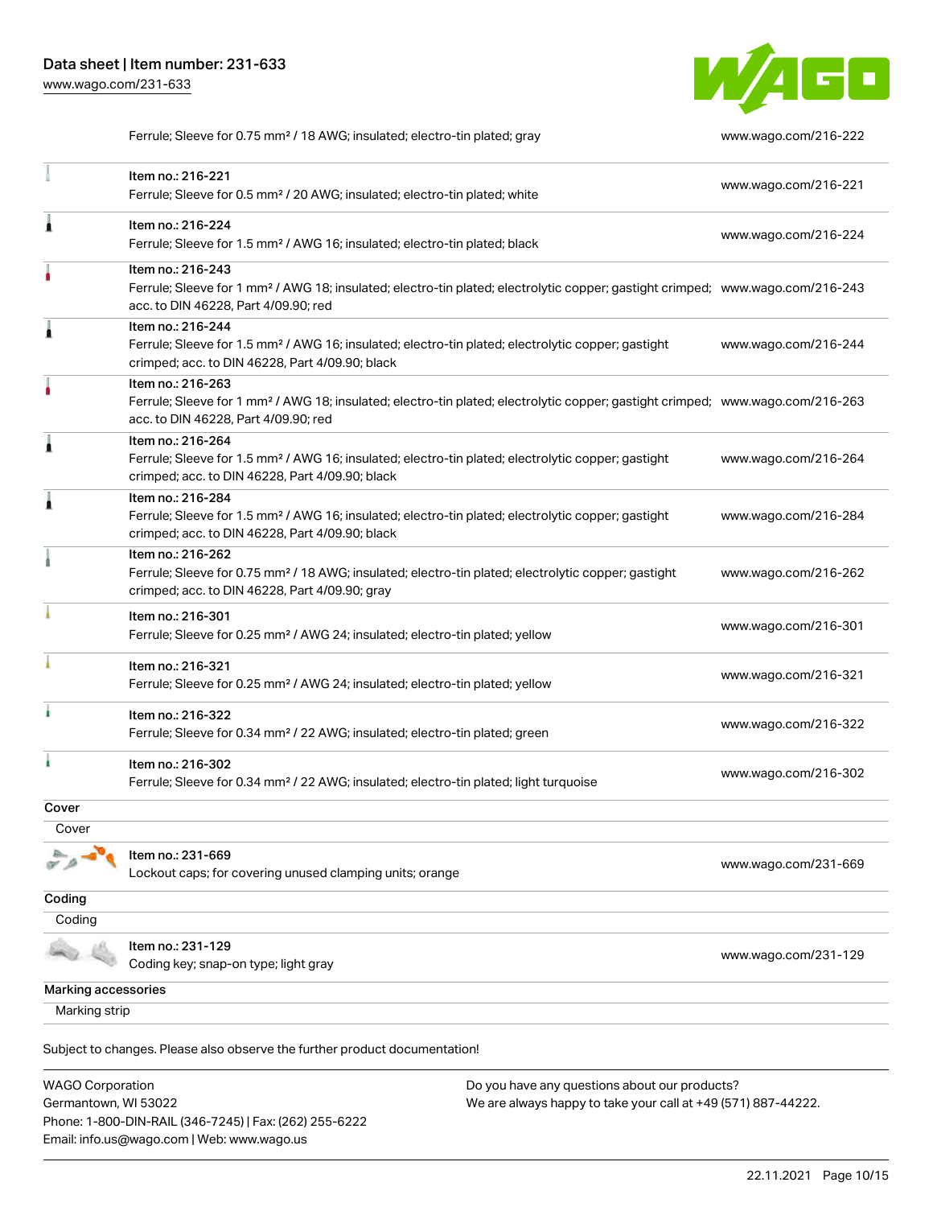| | | |
|---|---|---|
| | Ferrule; Sleeve for 0.75 mm² / 18 AWG; insulated; electro-tin plated; gray | www.wago.com/216-222 |
| | Item no.: 216-221<br>Ferrule; Sleeve for 0.5 mm² / 20 AWG; insulated; electro-tin plated; white | www.wago.com/216-221 |
| | Item no.: 216-224<br>Ferrule; Sleeve for 1.5 mm² / AWG 16; insulated; electro-tin plated; black | www.wago.com/216-224 |
| | Item no.: 216-243<br>Ferrule; Sleeve for 1 mm² / AWG 18; insulated; electro-tin plated; electrolytic copper; gastight crimped; acc. to DIN 46228, Part 4/09.90; red | www.wago.com/216-243 |
| | Item no.: 216-244<br>Ferrule; Sleeve for 1.5 mm² / AWG 16; insulated; electro-tin plated; electrolytic copper; gastight crimped; acc. to DIN 46228, Part 4/09.90; black | www.wago.com/216-244 |
| | Item no.: 216-263<br>Ferrule; Sleeve for 1 mm² / AWG 18; insulated; electro-tin plated; electrolytic copper; gastight crimped; acc. to DIN 46228, Part 4/09.90; red | www.wago.com/216-263 |
| | Item no.: 216-264<br>Ferrule; Sleeve for 1.5 mm² / AWG 16; insulated; electro-tin plated; electrolytic copper; gastight crimped; acc. to DIN 46228, Part 4/09.90; black | www.wago.com/216-264 |
| | Item no.: 216-284<br>Ferrule; Sleeve for 1.5 mm² / AWG 16; insulated; electro-tin plated; electrolytic copper; gastight crimped; acc. to DIN 46228, Part 4/09.90; black | www.wago.com/216-284 |
| | Item no.: 216-262<br>Ferrule; Sleeve for 0.75 mm² / 18 AWG; insulated; electro-tin plated; electrolytic copper; gastight crimped; acc. to DIN 46228, Part 4/09.90; gray | www.wago.com/216-262 |
| | Item no.: 216-301<br>Ferrule; Sleeve for 0.25 mm² / AWG 24; insulated; electro-tin plated; yellow | www.wago.com/216-301 |
| | Item no.: 216-321<br>Ferrule; Sleeve for 0.25 mm² / AWG 24; insulated; electro-tin plated; yellow | www.wago.com/216-321 |
| | Item no.: 216-322<br>Ferrule; Sleeve for 0.34 mm² / 22 AWG; insulated; electro-tin plated; green | www.wago.com/216-322 |
| | Item no.: 216-302<br>Ferrule; Sleeve for 0.34 mm² / 22 AWG; insulated; electro-tin plated; light turquoise | www.wago.com/216-302 |

**Cover**

Cover

| | | |
|---|---|---|
| | Item no.: 231-669<br>Lockout caps; for covering unused clamping units; orange | www.wago.com/231-669 |

**Coding**

Coding

| | | |
|---|---|---|
| | Item no.: 231-129<br>Coding key; snap-on type; light gray | www.wago.com/231-129 |

**Marking accessories**

Marking strip

Subject to changes. Please also observe the further product documentation!

WAGO Corporation
Germantown, WI 53022
Phone: 1-800-DIN-RAIL (346-7245) | Fax: (262) 255-6222
Email: info.us@wago.com | Web: www.wago.us

Do you have any questions about our products?
We are always happy to take your call at +49 (571) 887-44222.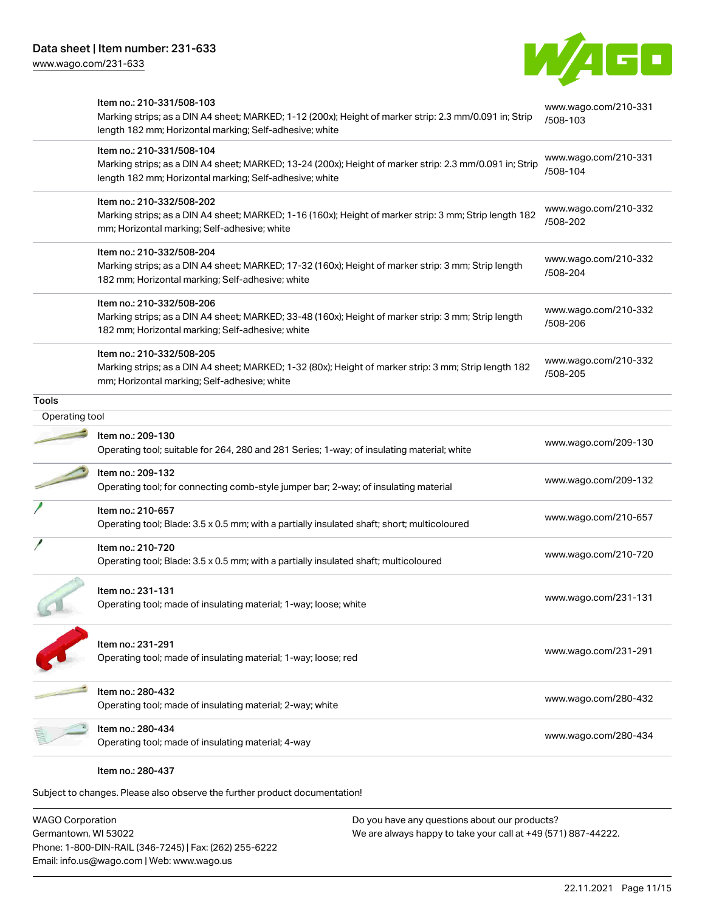| | |
|---|---|
| Item no.: 210-331/508-103<br>Marking strips; as a DIN A4 sheet; MARKED; 1-12 (200x); Height of marker strip: 2.3 mm/0.091 in; Strip length 182 mm; Horizontal marking; Self-adhesive; white | www.wago.com/210-331/508-103 |
| Item no.: 210-331/508-104<br>Marking strips; as a DIN A4 sheet; MARKED; 13-24 (200x); Height of marker strip: 2.3 mm/0.091 in; Strip length 182 mm; Horizontal marking; Self-adhesive; white | www.wago.com/210-331/508-104 |
| Item no.: 210-332/508-202<br>Marking strips; as a DIN A4 sheet; MARKED; 1-16 (160x); Height of marker strip: 3 mm; Strip length 182 mm; Horizontal marking; Self-adhesive; white | www.wago.com/210-332/508-202 |
| Item no.: 210-332/508-204<br>Marking strips; as a DIN A4 sheet; MARKED; 17-32 (160x); Height of marker strip: 3 mm; Strip length 182 mm; Horizontal marking; Self-adhesive; white | www.wago.com/210-332/508-204 |
| Item no.: 210-332/508-206<br>Marking strips; as a DIN A4 sheet; MARKED; 33-48 (160x); Height of marker strip: 3 mm; Strip length 182 mm; Horizontal marking; Self-adhesive; white | www.wago.com/210-332/508-206 |
| Item no.: 210-332/508-205<br>Marking strips; as a DIN A4 sheet; MARKED; 1-32 (80x); Height of marker strip: 3 mm; Strip length 182 mm; Horizontal marking; Self-adhesive; white | www.wago.com/210-332/508-205 |

## Tools

### Operating tool

| | |
|---|---|
| Item no.: 209-130<br>Operating tool; suitable for 264, 280 and 281 Series; 1-way; of insulating material; white | www.wago.com/209-130 |
| Item no.: 209-132<br>Operating tool; for connecting comb-style jumper bar; 2-way; of insulating material | www.wago.com/209-132 |
| Item no.: 210-657<br>Operating tool; Blade: 3.5 x 0.5 mm; with a partially insulated shaft; short; multicoloured | www.wago.com/210-657 |
| Item no.: 210-720<br>Operating tool; Blade: 3.5 x 0.5 mm; with a partially insulated shaft; multicoloured | www.wago.com/210-720 |
| Item no.: 231-131<br>Operating tool; made of insulating material; 1-way; loose; white | www.wago.com/231-131 |
| Item no.: 231-291<br>Operating tool; made of insulating material; 1-way; loose; red | www.wago.com/231-291 |
| Item no.: 280-432<br>Operating tool; made of insulating material; 2-way; white | www.wago.com/280-432 |
| Item no.: 280-434<br>Operating tool; made of insulating material; 4-way | www.wago.com/280-434 |

Item no.: 280-437

Subject to changes. Please also observe the further product documentation!

WAGO Corporation
Germantown, WI 53022
Phone: 1-800-DIN-RAIL (346-7245) | Fax: (262) 255-6222
Email: info.us@wago.com | Web: www.wago.us

Do you have any questions about our products?
We are always happy to take your call at +49 (571) 887-44222.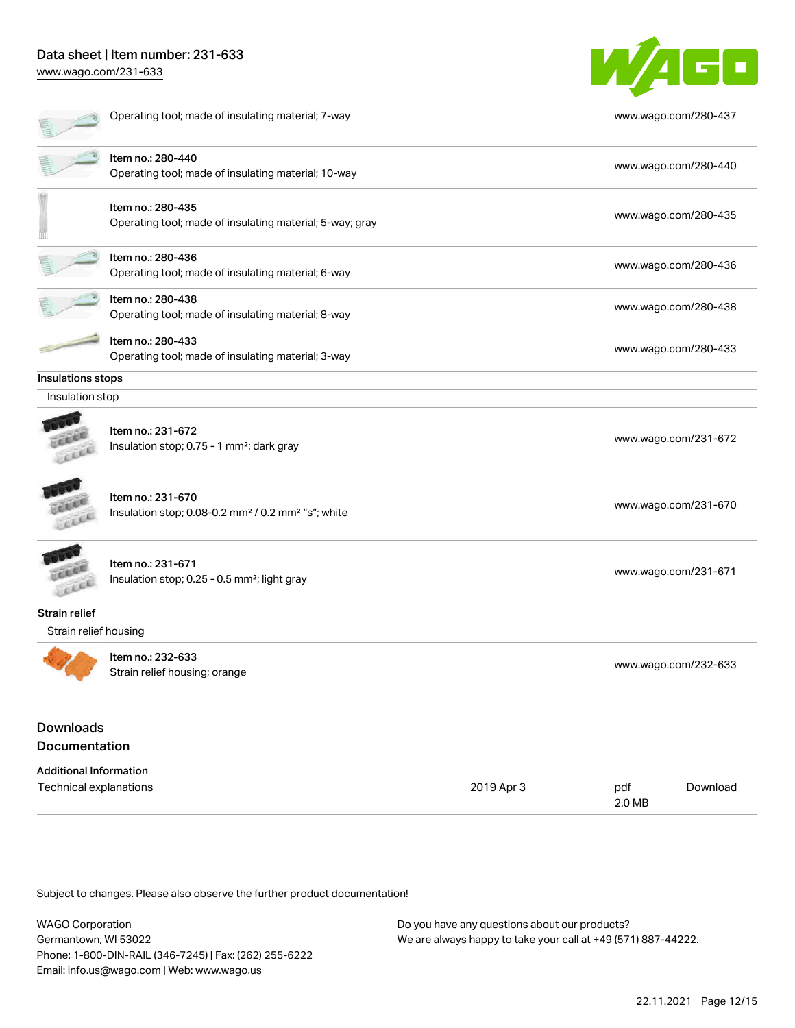| | |
|---|---|
| Operating tool; made of insulating material; 7-way | www.wago.com/280-437 |
| Item no.: 280-440<br>Operating tool; made of insulating material; 10-way | www.wago.com/280-440 |
| Item no.: 280-435<br>Operating tool; made of insulating material; 5-way; gray | www.wago.com/280-435 |
| Item no.: 280-436<br>Operating tool; made of insulating material; 6-way | www.wago.com/280-436 |
| Item no.: 280-438<br>Operating tool; made of insulating material; 8-way | www.wago.com/280-438 |
| Item no.: 280-433<br>Operating tool; made of insulating material; 3-way | www.wago.com/280-433 |

**Insulations stops**

Insulation stop

| | |
|---|---|
| Item no.: 231-672<br>Insulation stop; 0.75 - 1 mm²; dark gray | www.wago.com/231-672 |
| Item no.: 231-670<br>Insulation stop; 0.08-0.2 mm² / 0.2 mm² "s"; white | www.wago.com/231-670 |
| Item no.: 231-671<br>Insulation stop; 0.25 - 0.5 mm²; light gray | www.wago.com/231-671 |

**Strain relief**

Strain relief housing

| | |
|---|---|
| Item no.: 232-633<br>Strain relief housing; orange | www.wago.com/232-633 |

## Downloads
## Documentation

**Additional Information**

| | | | |
|---|---|---|---|
| Technical explanations | 2019 Apr 3 | pdf<br>2.0 MB | Download |

Subject to changes. Please also observe the further product documentation!

WAGO Corporation
Germantown, WI 53022
Phone: 1-800-DIN-RAIL (346-7245) | Fax: (262) 255-6222
Email: info.us@wago.com | Web: www.wago.us

Do you have any questions about our products?
We are always happy to take your call at +49 (571) 887-44222.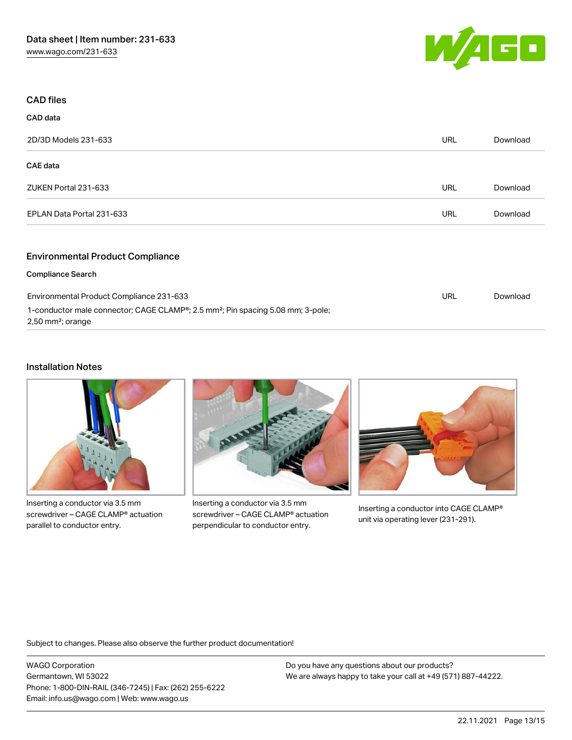## CAD files

### CAD data

| | | |
|---|---|---|
| 2D/3D Models 231-633 | URL | Download |

### CAE data

| | | |
|---|---|---|
| ZUKEN Portal 231-633 | URL | Download |
| EPLAN Data Portal 231-633 | URL | Download |

## Environmental Product Compliance

### Compliance Search

| | | |
|---|---|---|
| Environmental Product Compliance 231-633<br>1-conductor male connector; CAGE CLAMP®; 2.5 mm²; Pin spacing 5.08 mm; 3-pole; 2,50 mm²; orange | URL | Download |

## Installation Notes

Inserting a conductor via 3.5 mm screwdriver – CAGE CLAMP® actuation parallel to conductor entry.

Inserting a conductor via 3.5 mm screwdriver – CAGE CLAMP® actuation perpendicular to conductor entry.

Inserting a conductor into CAGE CLAMP® unit via operating lever (231-291).

Subject to changes. Please also observe the further product documentation!

WAGO Corporation
Germantown, WI 53022
Phone: 1-800-DIN-RAIL (346-7245) | Fax: (262) 255-6222
Email: info.us@wago.com | Web: www.wago.us

Do you have any questions about our products?
We are always happy to take your call at +49 (571) 887-44222.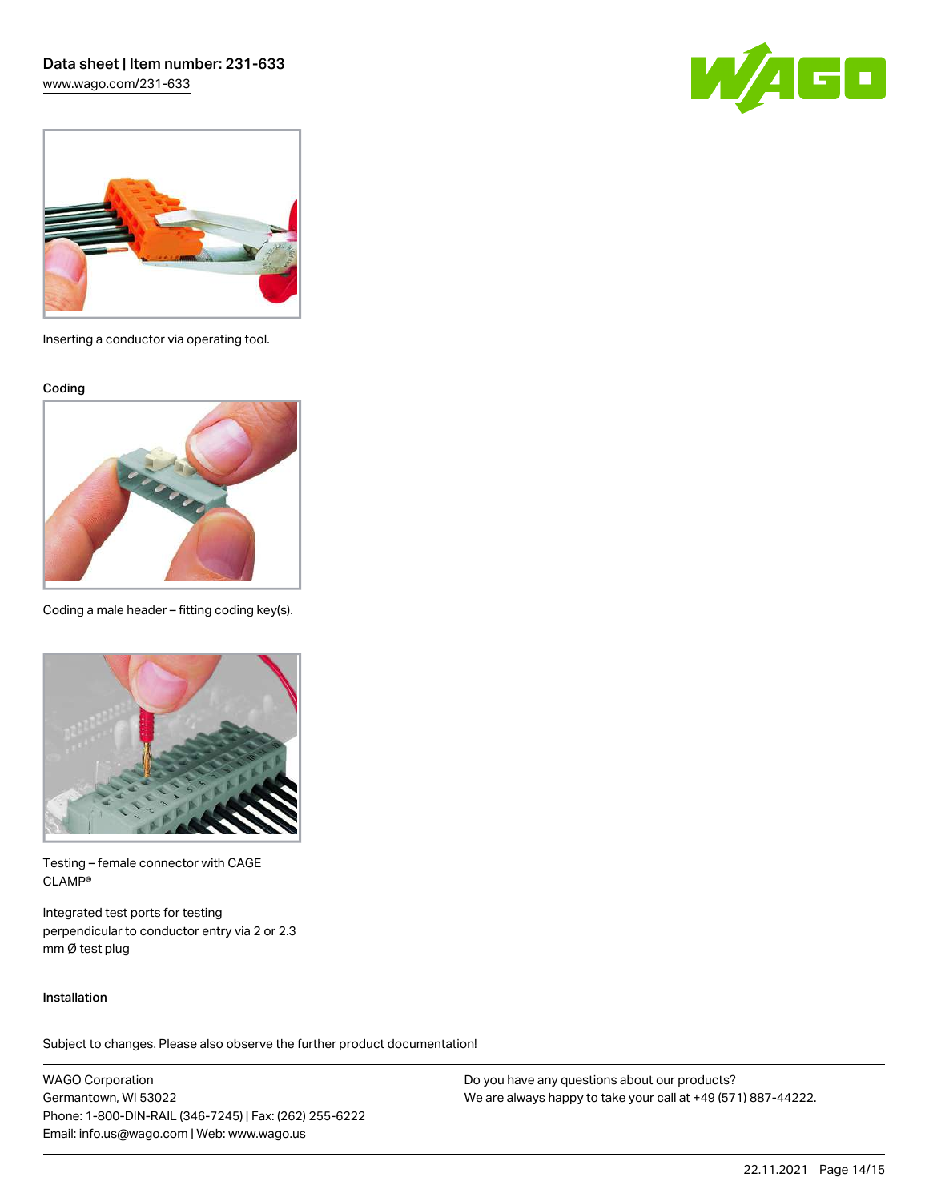Inserting a conductor via operating tool.

### Coding

Coding a male header – fitting coding key(s).

Testing – female connector with CAGE CLAMP®

Integrated test ports for testing perpendicular to conductor entry via 2 or 2.3 mm Ø test plug

### Installation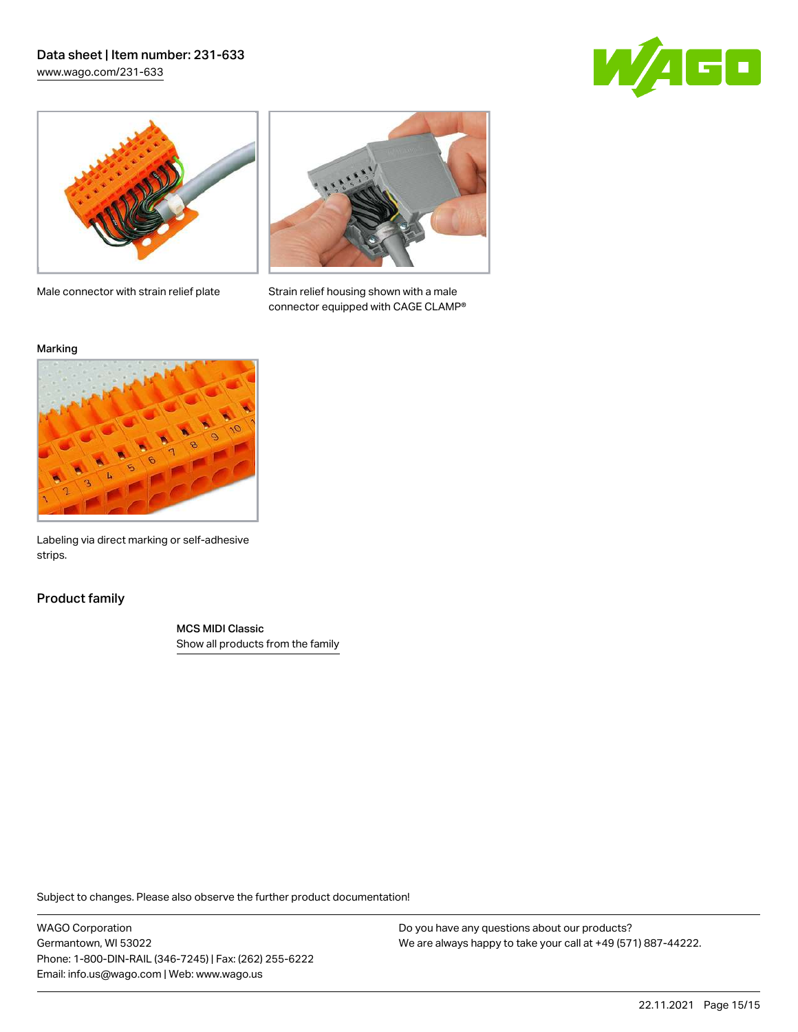Male connector with strain relief plate

Strain relief housing shown with a male connector equipped with CAGE CLAMP®

Marking

Labeling via direct marking or self-adhesive strips.

## Product family

MCS MIDI Classic
Show all products from the family

Subject to changes. Please also observe the further product documentation!

WAGO Corporation
Germantown, WI 53022
Phone: 1-800-DIN-RAIL (346-7245) | Fax: (262) 255-6222
Email: info.us@wago.com | Web: www.wago.us

Do you have any questions about our products?
We are always happy to take your call at +49 (571) 887-44222.